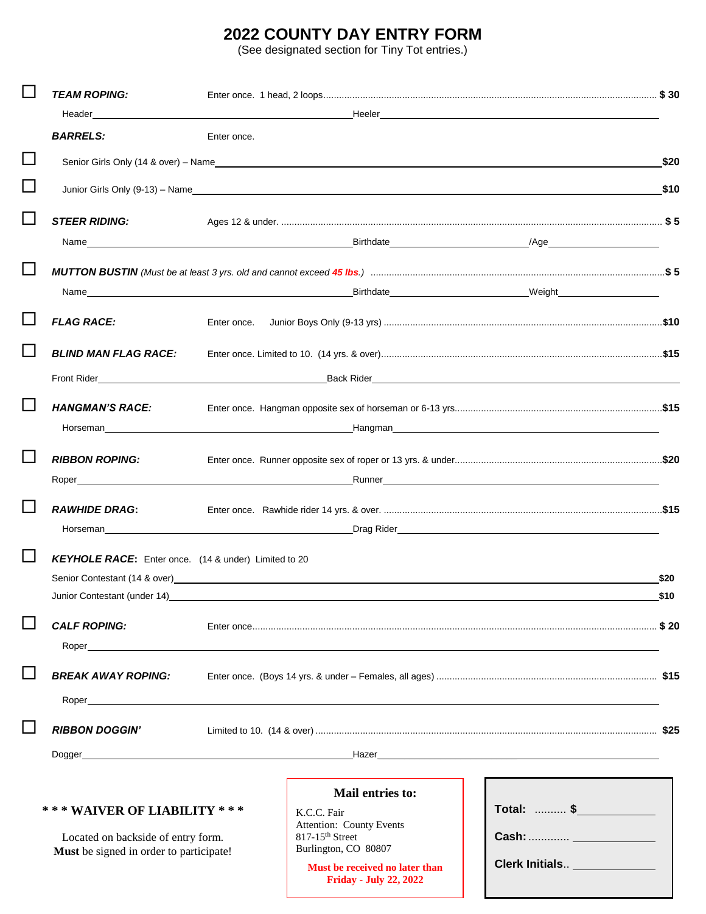# 2022 COUNTY DAY ENTRY FORM

(See designated section for Tiny Tot entries.)

☐ ***TEAM ROPING:*** Enter once. 1 head, 2 loops........ **$ 30**

Header\_\_\_\_\_\_\_\_\_\_\_\_\_\_\_\_\_\_\_\_ Heeler\_\_\_\_\_\_\_\_\_\_\_\_\_\_\_\_\_\_\_\_

***BARRELS:*** Enter once.

☐ Senior Girls Only (14 & over) – Name\_\_\_\_\_\_\_\_\_\_\_\_\_\_\_\_\_\_\_\_ **$20**

☐ Junior Girls Only (9-13) – Name\_\_\_\_\_\_\_\_\_\_\_\_\_\_\_\_\_\_\_\_ **$10**

☐ ***STEER RIDING:*** Ages 12 & under........ **$ 5**

Name\_\_\_\_\_\_\_\_\_\_\_\_\_\_\_\_\_\_\_\_ Birthdate\_\_\_\_\_\_\_\_\_\_ /Age\_\_\_\_\_\_\_\_\_\_

☐ ***MUTTON BUSTIN*** *(Must be at least 3 yrs. old and cannot exceed* ***45 lbs.****)* ........ **$ 5**

Name\_\_\_\_\_\_\_\_\_\_\_\_\_\_\_\_\_\_\_\_ Birthdate\_\_\_\_\_\_\_\_\_\_ Weight\_\_\_\_\_\_\_\_\_\_

☐ ***FLAG RACE:*** Enter once. Junior Boys Only (9-13 yrs) ........ **$10**

☐ ***BLIND MAN FLAG RACE:*** Enter once. Limited to 10. (14 yrs. & over)........ **$15**

Front Rider\_\_\_\_\_\_\_\_\_\_\_\_\_\_\_\_\_\_\_\_ Back Rider\_\_\_\_\_\_\_\_\_\_\_\_\_\_\_\_\_\_\_\_

☐ ***HANGMAN'S RACE:*** Enter once. Hangman opposite sex of horseman or 6-13 yrs........ **$15**

Horseman\_\_\_\_\_\_\_\_\_\_\_\_\_\_\_\_\_\_\_\_ Hangman\_\_\_\_\_\_\_\_\_\_\_\_\_\_\_\_\_\_\_\_

☐ ***RIBBON ROPING:*** Enter once. Runner opposite sex of roper or 13 yrs. & under........ **$20**

Roper\_\_\_\_\_\_\_\_\_\_\_\_\_\_\_\_\_\_\_\_ Runner\_\_\_\_\_\_\_\_\_\_\_\_\_\_\_\_\_\_\_\_

☐ ***RAWHIDE DRAG:*** Enter once. Rawhide rider 14 yrs. & over. ........ **$15**

Horseman\_\_\_\_\_\_\_\_\_\_\_\_\_\_\_\_\_\_\_\_ Drag Rider\_\_\_\_\_\_\_\_\_\_\_\_\_\_\_\_\_\_\_\_

☐ ***KEYHOLE RACE:*** Enter once. (14 & under) Limited to 20

Senior Contestant (14 & over)\_\_\_\_\_\_\_\_\_\_\_\_\_\_\_\_\_\_\_\_ **$20**

Junior Contestant (under 14)\_\_\_\_\_\_\_\_\_\_\_\_\_\_\_\_\_\_\_\_ **$10**

☐ ***CALF ROPING:*** Enter once........ **$ 20**

Roper\_\_\_\_\_\_\_\_\_\_\_\_\_\_\_\_\_\_\_\_

☐ ***BREAK AWAY ROPING:*** Enter once. (Boys 14 yrs. & under – Females, all ages) ........ **$15**

Roper\_\_\_\_\_\_\_\_\_\_\_\_\_\_\_\_\_\_\_\_

☐ ***RIBBON DOGGIN'*** Limited to 10. (14 & over) ........ **$25**

Dogger\_\_\_\_\_\_\_\_\_\_\_\_\_\_\_\_\_\_\_\_ Hazer\_\_\_\_\_\_\_\_\_\_\_\_\_\_\_\_\_\_\_\_

**\* \* \* WAIVER OF LIABILITY \* \* \***

Located on backside of entry form.
**Must** be signed in order to participate!

**Mail entries to:**

K.C.C. Fair
Attention: County Events
817-15th Street
Burlington, CO 80807

**Must be received no later than Friday - July 22, 2022**

**Total:** ......... **$**\_\_\_\_\_\_\_\_\_\_

**Cash:** ............ \_\_\_\_\_\_\_\_\_\_

**Clerk Initials..** \_\_\_\_\_\_\_\_\_\_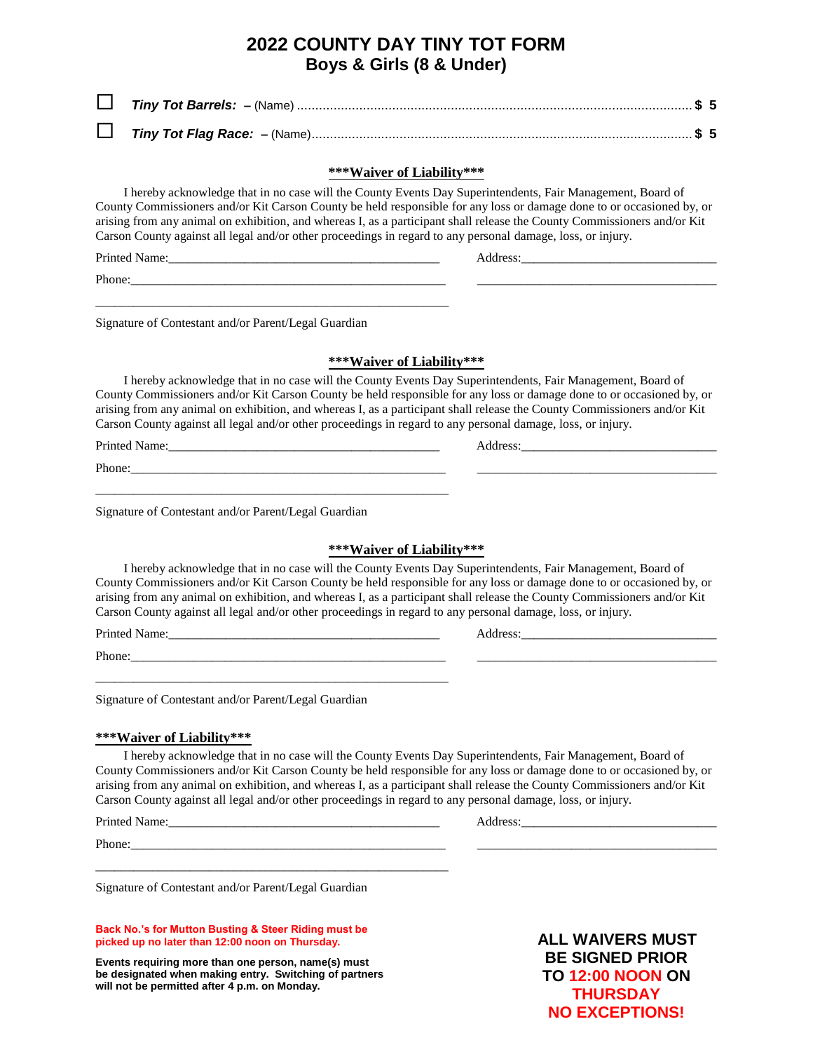# 2022 COUNTY DAY TINY TOT FORM

## Boys & Girls (8 & Under)

☐ ***Tiny Tot Barrels:*** **–** (Name) ........................................................................................................... **$ 5**

☐ ***Tiny Tot Flag Race:*** **–** (Name)....................................................................................................... **$ 5**

**\*\*\*Waiver of Liability\*\*\***

I hereby acknowledge that in no case will the County Events Day Superintendents, Fair Management, Board of County Commissioners and/or Kit Carson County be held responsible for any loss or damage done to or occasioned by, or arising from any animal on exhibition, and whereas I, as a participant shall release the County Commissioners and/or Kit Carson County against all legal and/or other proceedings in regard to any personal damage, loss, or injury.

Printed Name:____________________________________________ Address:______________________________

Phone:__________________________________________________ ______________________________________

_________________________________________________________

Signature of Contestant and/or Parent/Legal Guardian

**\*\*\*Waiver of Liability\*\*\***

I hereby acknowledge that in no case will the County Events Day Superintendents, Fair Management, Board of County Commissioners and/or Kit Carson County be held responsible for any loss or damage done to or occasioned by, or arising from any animal on exhibition, and whereas I, as a participant shall release the County Commissioners and/or Kit Carson County against all legal and/or other proceedings in regard to any personal damage, loss, or injury.

Printed Name:____________________________________________ Address:______________________________

Phone:__________________________________________________ ______________________________________

_________________________________________________________

Signature of Contestant and/or Parent/Legal Guardian

**\*\*\*Waiver of Liability\*\*\***

I hereby acknowledge that in no case will the County Events Day Superintendents, Fair Management, Board of County Commissioners and/or Kit Carson County be held responsible for any loss or damage done to or occasioned by, or arising from any animal on exhibition, and whereas I, as a participant shall release the County Commissioners and/or Kit Carson County against all legal and/or other proceedings in regard to any personal damage, loss, or injury.

Printed Name:____________________________________________ Address:______________________________

Phone:__________________________________________________ ______________________________________

_________________________________________________________

Signature of Contestant and/or Parent/Legal Guardian

**\*\*\*Waiver of Liability\*\*\***

I hereby acknowledge that in no case will the County Events Day Superintendents, Fair Management, Board of County Commissioners and/or Kit Carson County be held responsible for any loss or damage done to or occasioned by, or arising from any animal on exhibition, and whereas I, as a participant shall release the County Commissioners and/or Kit Carson County against all legal and/or other proceedings in regard to any personal damage, loss, or injury.

Printed Name:____________________________________________ Address:______________________________

Phone:__________________________________________________ ______________________________________

_________________________________________________________

Signature of Contestant and/or Parent/Legal Guardian

**Back No.'s for Mutton Busting & Steer Riding must be picked up no later than 12:00 noon on Thursday.**

**Events requiring more than one person, name(s) must be designated when making entry. Switching of partners will not be permitted after 4 p.m. on Monday.**

**ALL WAIVERS MUST BE SIGNED PRIOR TO 12:00 NOON ON THURSDAY NO EXCEPTIONS!**